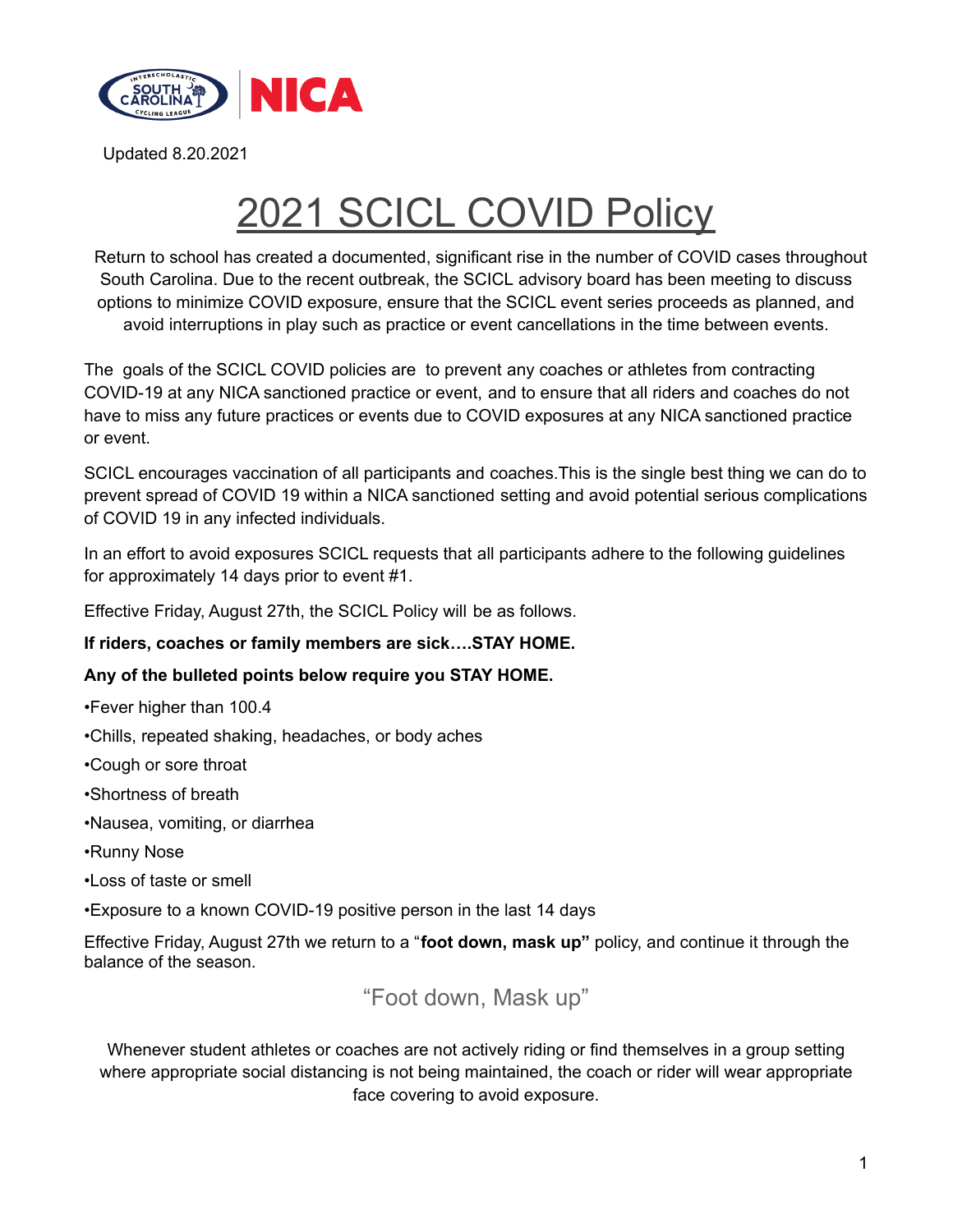Updated 8.20.2021

# 2021 SCICL COVID Policy

Return to school has created a documented, significant rise in the number of COVID cases throughout South Carolina. Due to the recent outbreak, the SCICL advisory board has been meeting to discuss options to minimize COVID exposure, ensure that the SCICL event series proceeds as planned, and avoid interruptions in play such as practice or event cancellations in the time between events.

The goals of the SCICL COVID policies are to prevent any coaches or athletes from contracting COVID-19 at any NICA sanctioned practice or event, and to ensure that all riders and coaches do not have to miss any future practices or events due to COVID exposures at any NICA sanctioned practice or event.

SCICL encourages vaccination of all participants and coaches.This is the single best thing we can do to prevent spread of COVID 19 within a NICA sanctioned setting and avoid potential serious complications of COVID 19 in any infected individuals.

In an effort to avoid exposures SCICL requests that all participants adhere to the following guidelines for approximately 14 days prior to event #1.

Effective Friday, August 27th, the SCICL Policy will be as follows.

**If riders, coaches or family members are sick….STAY HOME.**

**Any of the bulleted points below require you STAY HOME.**

- Fever higher than 100.4
- Chills, repeated shaking, headaches, or body aches
- Cough or sore throat
- Shortness of breath
- Nausea, vomiting, or diarrhea
- Runny Nose
- Loss of taste or smell
- Exposure to a known COVID-19 positive person in the last 14 days

Effective Friday, August 27th we return to a "**foot down, mask up"** policy, and continue it through the balance of the season.

## "Foot down, Mask up"

Whenever student athletes or coaches are not actively riding or find themselves in a group setting where appropriate social distancing is not being maintained, the coach or rider will wear appropriate face covering to avoid exposure.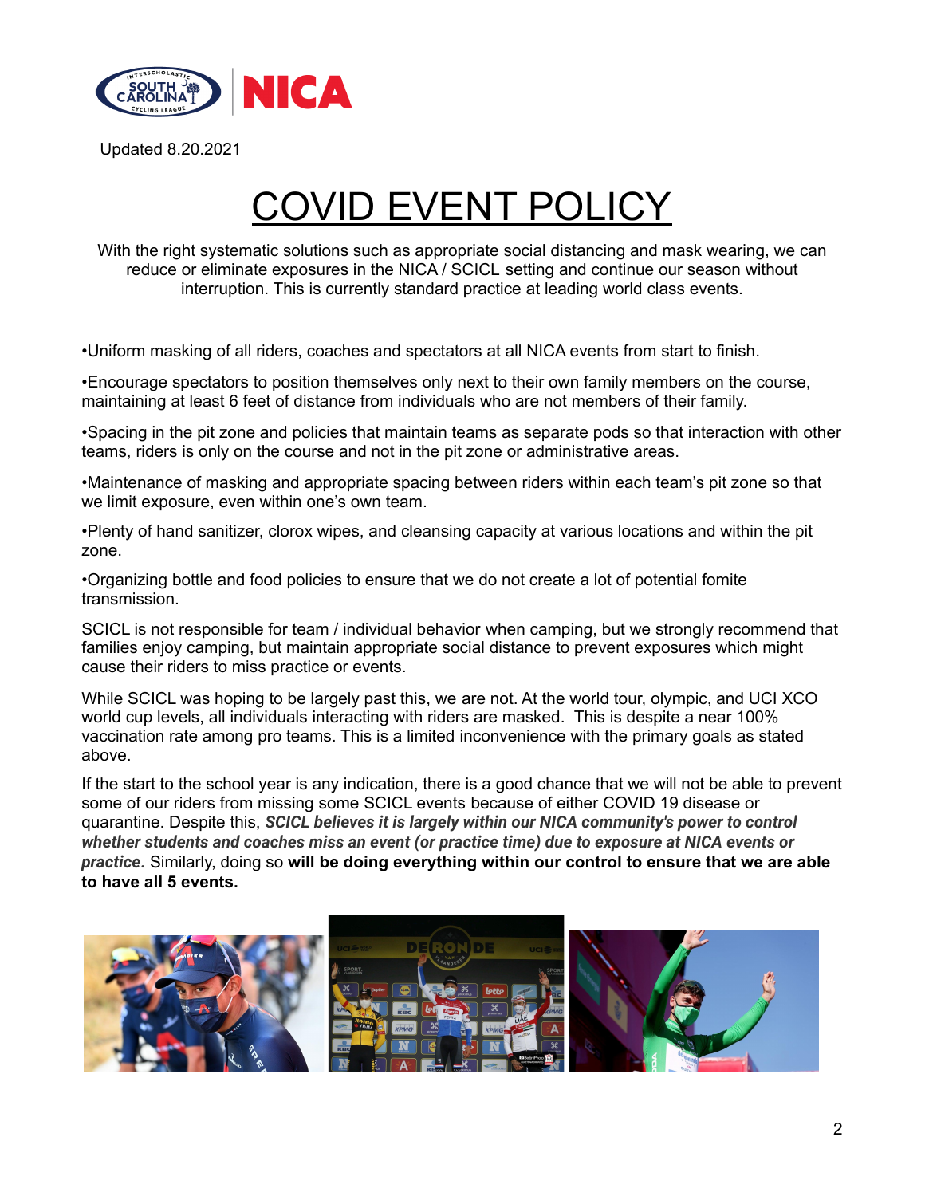Updated 8.20.2021

# COVID EVENT POLICY

With the right systematic solutions such as appropriate social distancing and mask wearing, we can reduce or eliminate exposures in the NICA / SCICL setting and continue our season without interruption. This is currently standard practice at leading world class events.

•Uniform masking of all riders, coaches and spectators at all NICA events from start to finish.

•Encourage spectators to position themselves only next to their own family members on the course, maintaining at least 6 feet of distance from individuals who are not members of their family.

•Spacing in the pit zone and policies that maintain teams as separate pods so that interaction with other teams, riders is only on the course and not in the pit zone or administrative areas.

•Maintenance of masking and appropriate spacing between riders within each team's pit zone so that we limit exposure, even within one's own team.

•Plenty of hand sanitizer, clorox wipes, and cleansing capacity at various locations and within the pit zone.

•Organizing bottle and food policies to ensure that we do not create a lot of potential fomite transmission.

SCICL is not responsible for team / individual behavior when camping, but we strongly recommend that families enjoy camping, but maintain appropriate social distance to prevent exposures which might cause their riders to miss practice or events.

While SCICL was hoping to be largely past this, we are not. At the world tour, olympic, and UCI XCO world cup levels, all individuals interacting with riders are masked. This is despite a near 100% vaccination rate among pro teams. This is a limited inconvenience with the primary goals as stated above.

If the start to the school year is any indication, there is a good chance that we will not be able to prevent some of our riders from missing some SCICL events because of either COVID 19 disease or quarantine. Despite this, ***SCICL believes it is largely within our NICA community's power to control whether students and coaches miss an event (or practice time) due to exposure at NICA events or practice***. Similarly, doing so **will be doing everything within our control to ensure that we are able to have all 5 events.**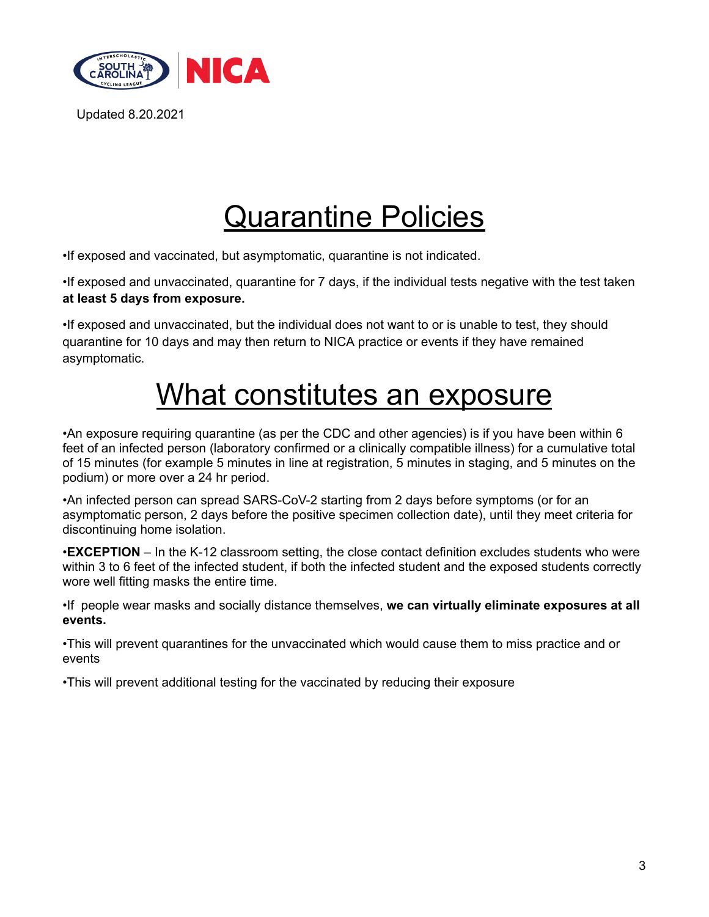Updated 8.20.2021

# Quarantine Policies

•If exposed and vaccinated, but asymptomatic, quarantine is not indicated.

•If exposed and unvaccinated, quarantine for 7 days, if the individual tests negative with the test taken **at least 5 days from exposure.**

•If exposed and unvaccinated, but the individual does not want to or is unable to test, they should quarantine for 10 days and may then return to NICA practice or events if they have remained asymptomatic.

# What constitutes an exposure

•An exposure requiring quarantine (as per the CDC and other agencies) is if you have been within 6 feet of an infected person (laboratory confirmed or a clinically compatible illness) for a cumulative total of 15 minutes (for example 5 minutes in line at registration, 5 minutes in staging, and 5 minutes on the podium) or more over a 24 hr period.

•An infected person can spread SARS-CoV-2 starting from 2 days before symptoms (or for an asymptomatic person, 2 days before the positive specimen collection date), until they meet criteria for discontinuing home isolation.

•**EXCEPTION** – In the K-12 classroom setting, the close contact definition excludes students who were within 3 to 6 feet of the infected student, if both the infected student and the exposed students correctly wore well fitting masks the entire time.

•If people wear masks and socially distance themselves, **we can virtually eliminate exposures at all events.**

•This will prevent quarantines for the unvaccinated which would cause them to miss practice and or events

•This will prevent additional testing for the vaccinated by reducing their exposure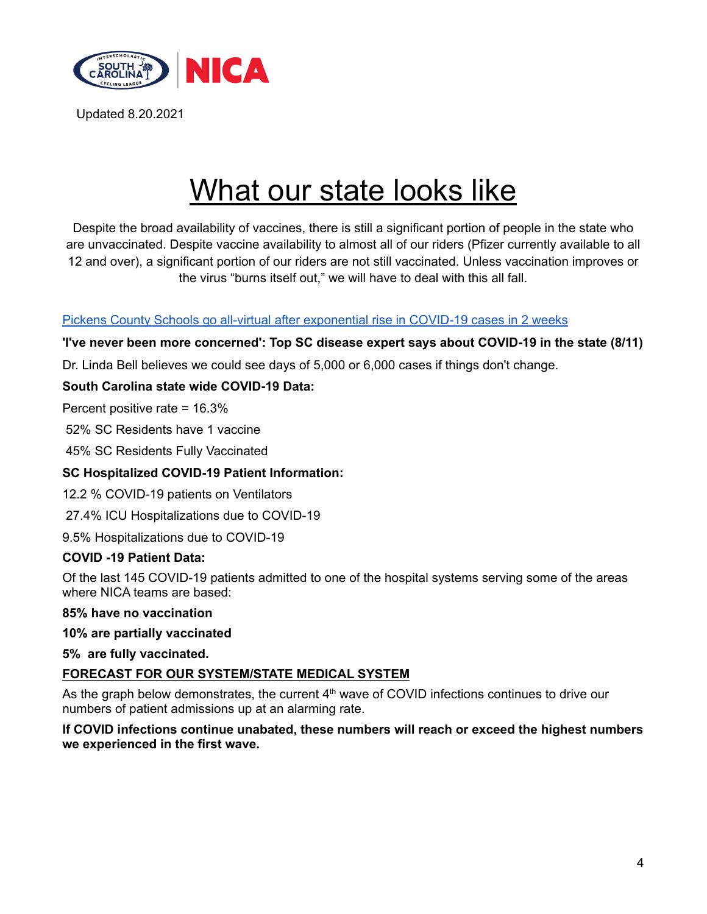Updated 8.20.2021

# What our state looks like

Despite the broad availability of vaccines, there is still a significant portion of people in the state who are unvaccinated. Despite vaccine availability to almost all of our riders (Pfizer currently available to all 12 and over), a significant portion of our riders are not still vaccinated. Unless vaccination improves or the virus "burns itself out," we will have to deal with this all fall.

[Pickens County Schools go all-virtual after exponential rise in COVID-19 cases in 2 weeks]

**'I've never been more concerned': Top SC disease expert says about COVID-19 in the state (8/11)**

Dr. Linda Bell believes we could see days of 5,000 or 6,000 cases if things don't change.

**South Carolina state wide COVID-19 Data:**

Percent positive rate = 16.3%

52% SC Residents have 1 vaccine

45% SC Residents Fully Vaccinated

**SC Hospitalized COVID-19 Patient Information:**

12.2 % COVID-19 patients on Ventilators

27.4% ICU Hospitalizations due to COVID-19

9.5% Hospitalizations due to COVID-19

**COVID -19 Patient Data:**

Of the last 145 COVID-19 patients admitted to one of the hospital systems serving some of the areas where NICA teams are based:

**85% have no vaccination**

**10% are partially vaccinated**

**5% are fully vaccinated.**

**FORECAST FOR OUR SYSTEM/STATE MEDICAL SYSTEM**

As the graph below demonstrates, the current 4th wave of COVID infections continues to drive our numbers of patient admissions up at an alarming rate.

**If COVID infections continue unabated, these numbers will reach or exceed the highest numbers we experienced in the first wave.**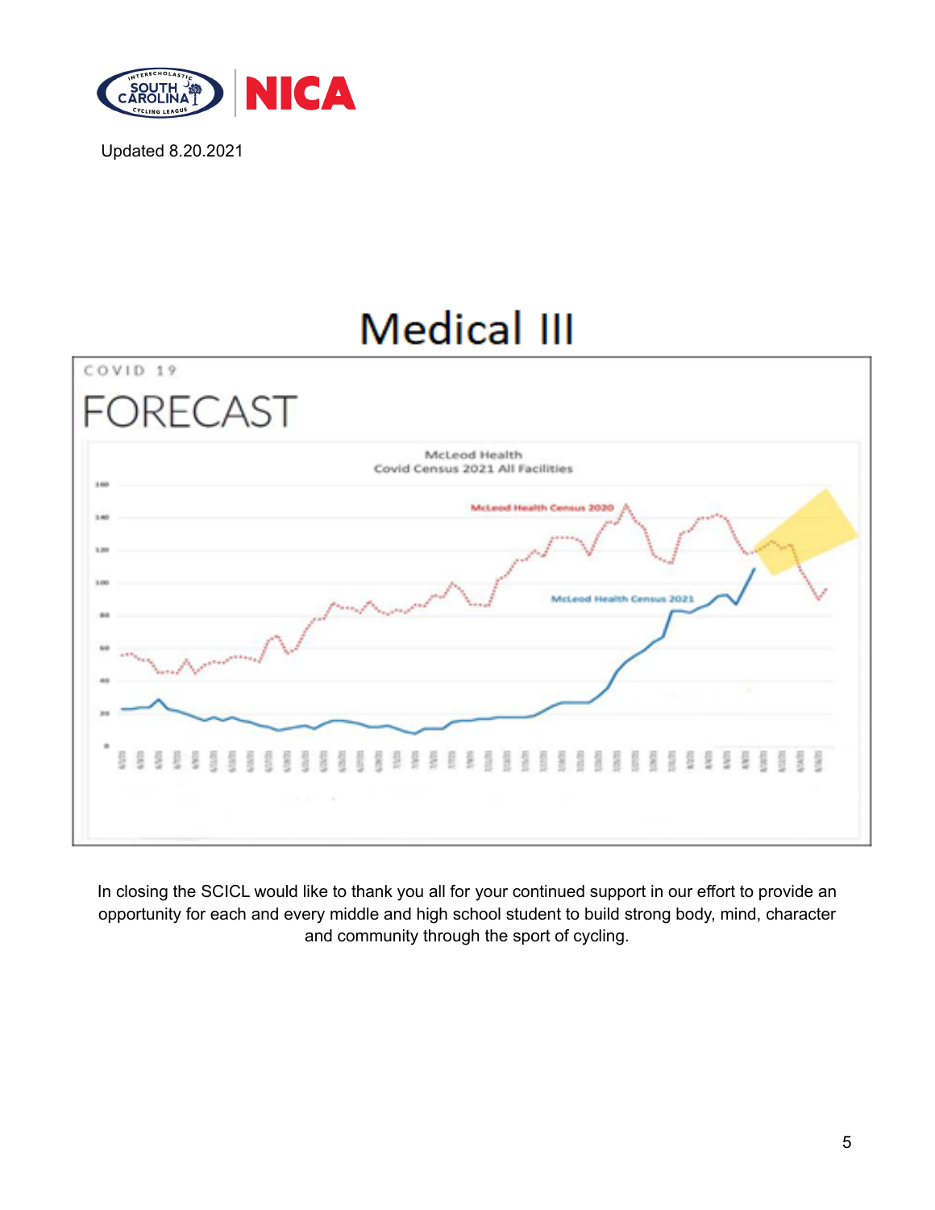Updated 8.20.2021

# Medical III

COVID 19

FORECAST

McLeod Health
Covid Census 2021 All Facilities

160
140
120
100
80
60
40
20
0

McLeod Health Census 2020

McLeod Health Census 2021

In closing the SCICL would like to thank you all for your continued support in our effort to provide an opportunity for each and every middle and high school student to build strong body, mind, character and community through the sport of cycling.